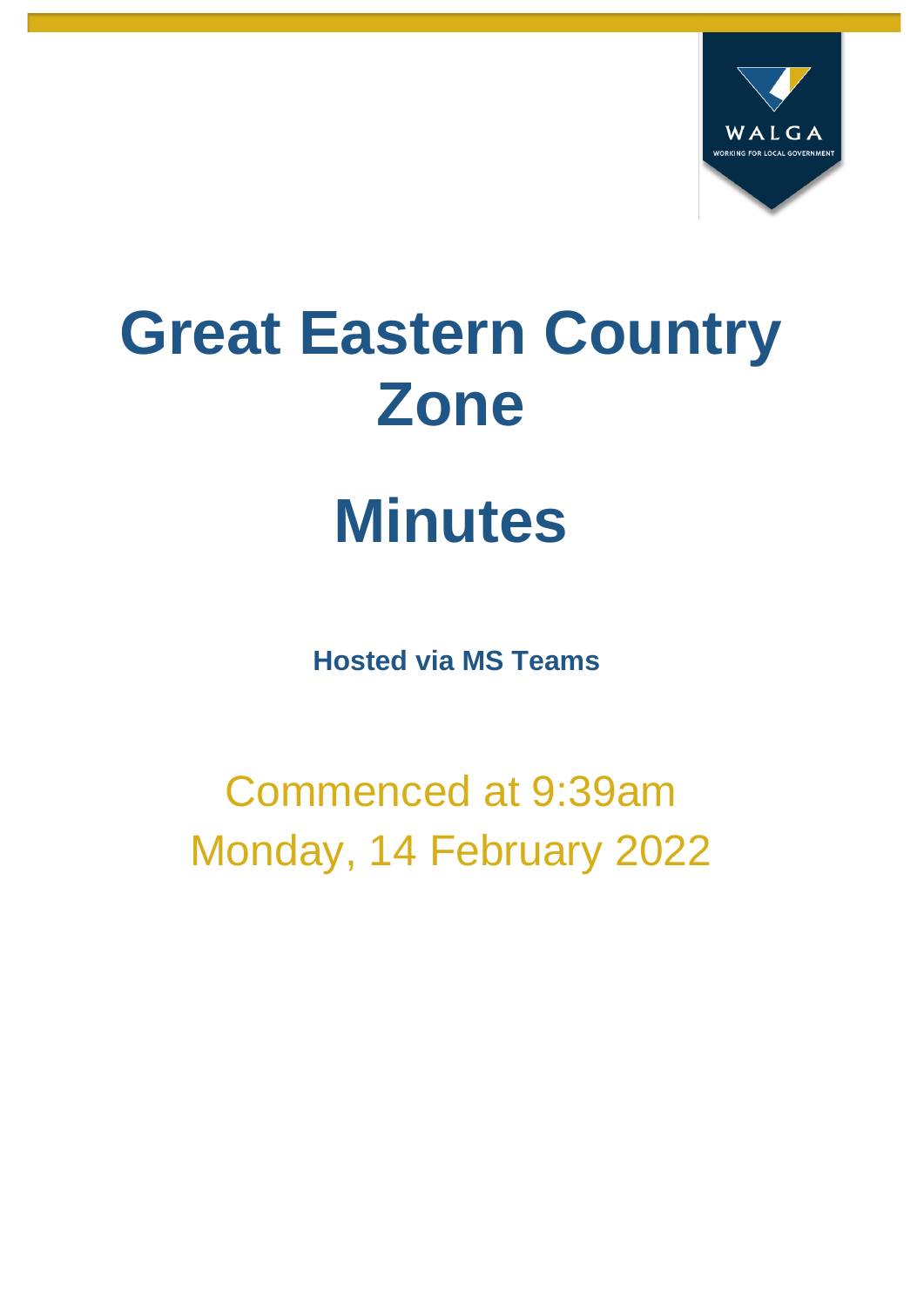# Great Eastern Country Zone

# Minutes

**Hosted via MS Teams**

Commenced at 9:39am
Monday, 14 February 2022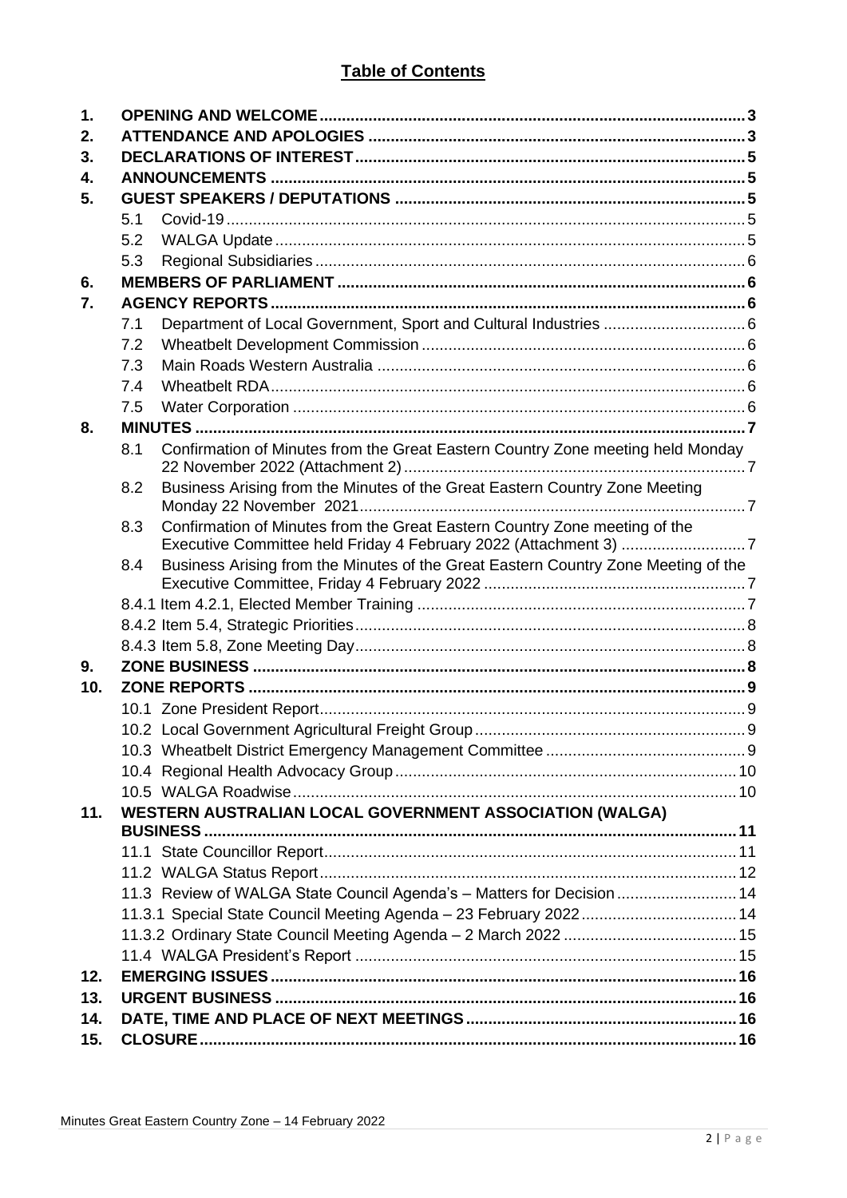## Table of Contents

1. **OPENING AND WELCOME** ... 3
2. **ATTENDANCE AND APOLOGIES** ... 3
3. **DECLARATIONS OF INTEREST** ... 5
4. **ANNOUNCEMENTS** ... 5
5. **GUEST SPEAKERS / DEPUTATIONS** ... 5
   - 5.1 Covid-19 ... 5
   - 5.2 WALGA Update ... 5
   - 5.3 Regional Subsidiaries ... 6
6. **MEMBERS OF PARLIAMENT** ... 6
7. **AGENCY REPORTS** ... 6
   - 7.1 Department of Local Government, Sport and Cultural Industries ... 6
   - 7.2 Wheatbelt Development Commission ... 6
   - 7.3 Main Roads Western Australia ... 6
   - 7.4 Wheatbelt RDA ... 6
   - 7.5 Water Corporation ... 6
8. **MINUTES** ... 7
   - 8.1 Confirmation of Minutes from the Great Eastern Country Zone meeting held Monday 22 November 2022 (Attachment 2) ... 7
   - 8.2 Business Arising from the Minutes of the Great Eastern Country Zone Meeting Monday 22 November 2021 ... 7
   - 8.3 Confirmation of Minutes from the Great Eastern Country Zone meeting of the Executive Committee held Friday 4 February 2022 (Attachment 3) ... 7
   - 8.4 Business Arising from the Minutes of the Great Eastern Country Zone Meeting of the Executive Committee, Friday 4 February 2022 ... 7
   - 8.4.1 Item 4.2.1, Elected Member Training ... 7
   - 8.4.2 Item 5.4, Strategic Priorities ... 8
   - 8.4.3 Item 5.8, Zone Meeting Day ... 8
9. **ZONE BUSINESS** ... 8
10. **ZONE REPORTS** ... 9
    - 10.1 Zone President Report ... 9
    - 10.2 Local Government Agricultural Freight Group ... 9
    - 10.3 Wheatbelt District Emergency Management Committee ... 9
    - 10.4 Regional Health Advocacy Group ... 10
    - 10.5 WALGA Roadwise ... 10
11. **WESTERN AUSTRALIAN LOCAL GOVERNMENT ASSOCIATION (WALGA) BUSINESS** ... 11
    - 11.1 State Councillor Report ... 11
    - 11.2 WALGA Status Report ... 12
    - 11.3 Review of WALGA State Council Agenda's – Matters for Decision ... 14
    - 11.3.1 Special State Council Meeting Agenda – 23 February 2022 ... 14
    - 11.3.2 Ordinary State Council Meeting Agenda – 2 March 2022 ... 15
    - 11.4 WALGA President's Report ... 15
12. **EMERGING ISSUES** ... 16
13. **URGENT BUSINESS** ... 16
14. **DATE, TIME AND PLACE OF NEXT MEETINGS** ... 16
15. **CLOSURE** ... 16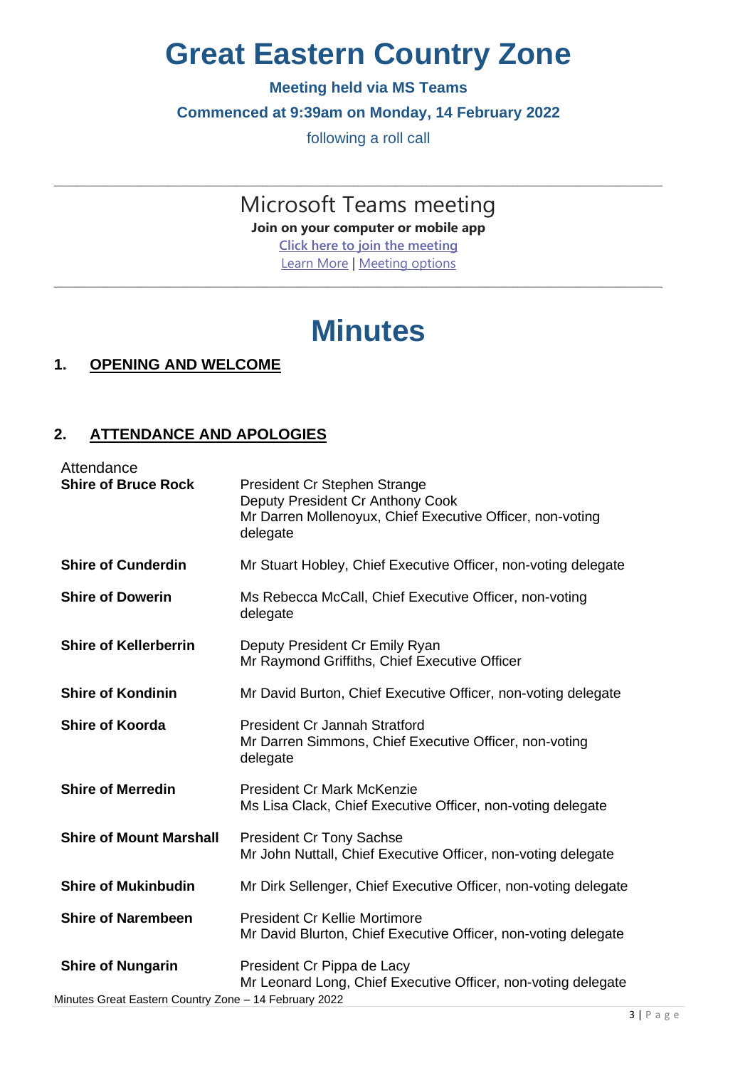# Great Eastern Country Zone

**Meeting held via MS Teams**

**Commenced at 9:39am on Monday, 14 February 2022**

following a roll call

---

## Microsoft Teams meeting

**Join on your computer or mobile app**

Click here to join the meeting

Learn More | Meeting options

---

# Minutes

## 1. OPENING AND WELCOME

## 2. ATTENDANCE AND APOLOGIES

Attendance

| | |
|---|---|
| **Shire of Bruce Rock** | President Cr Stephen Strange<br>Deputy President Cr Anthony Cook<br>Mr Darren Mollenoyux, Chief Executive Officer, non-voting delegate |
| **Shire of Cunderdin** | Mr Stuart Hobley, Chief Executive Officer, non-voting delegate |
| **Shire of Dowerin** | Ms Rebecca McCall, Chief Executive Officer, non-voting delegate |
| **Shire of Kellerberrin** | Deputy President Cr Emily Ryan<br>Mr Raymond Griffiths, Chief Executive Officer |
| **Shire of Kondinin** | Mr David Burton, Chief Executive Officer, non-voting delegate |
| **Shire of Koorda** | President Cr Jannah Stratford<br>Mr Darren Simmons, Chief Executive Officer, non-voting delegate |
| **Shire of Merredin** | President Cr Mark McKenzie<br>Ms Lisa Clack, Chief Executive Officer, non-voting delegate |
| **Shire of Mount Marshall** | President Cr Tony Sachse<br>Mr John Nuttall, Chief Executive Officer, non-voting delegate |
| **Shire of Mukinbudin** | Mr Dirk Sellenger, Chief Executive Officer, non-voting delegate |
| **Shire of Narembeen** | President Cr Kellie Mortimore<br>Mr David Blurton, Chief Executive Officer, non-voting delegate |
| **Shire of Nungarin** | President Cr Pippa de Lacy<br>Mr Leonard Long, Chief Executive Officer, non-voting delegate |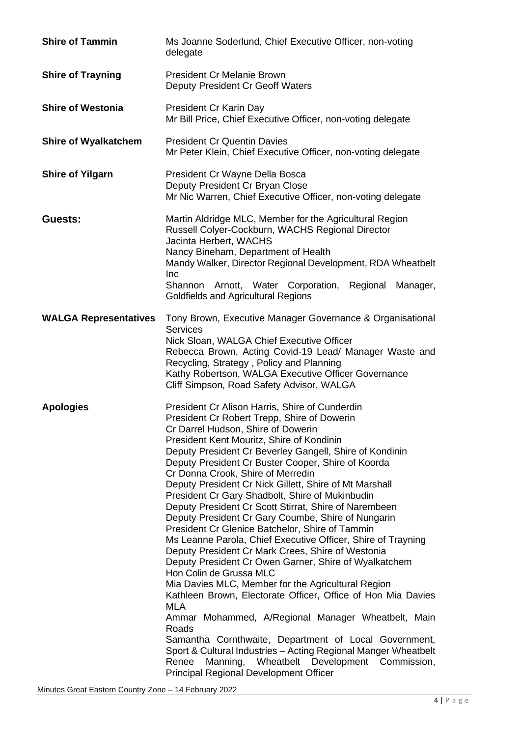| | |
|---|---|
| **Shire of Tammin** | Ms Joanne Soderlund, Chief Executive Officer, non-voting delegate |
| **Shire of Trayning** | President Cr Melanie Brown<br>Deputy President Cr Geoff Waters |
| **Shire of Westonia** | President Cr Karin Day<br>Mr Bill Price, Chief Executive Officer, non-voting delegate |
| **Shire of Wyalkatchem** | President Cr Quentin Davies<br>Mr Peter Klein, Chief Executive Officer, non-voting delegate |
| **Shire of Yilgarn** | President Cr Wayne Della Bosca<br>Deputy President Cr Bryan Close<br>Mr Nic Warren, Chief Executive Officer, non-voting delegate |
| **Guests:** | Martin Aldridge MLC, Member for the Agricultural Region<br>Russell Colyer-Cockburn, WACHS Regional Director<br>Jacinta Herbert, WACHS<br>Nancy Bineham, Department of Health<br>Mandy Walker, Director Regional Development, RDA Wheatbelt Inc<br>Shannon Arnott, Water Corporation, Regional Manager, Goldfields and Agricultural Regions |
| **WALGA Representatives** | Tony Brown, Executive Manager Governance & Organisational Services<br>Nick Sloan, WALGA Chief Executive Officer<br>Rebecca Brown, Acting Covid-19 Lead/ Manager Waste and Recycling, Strategy , Policy and Planning<br>Kathy Robertson, WALGA Executive Officer Governance<br>Cliff Simpson, Road Safety Advisor, WALGA |
| **Apologies** | President Cr Alison Harris, Shire of Cunderdin<br>President Cr Robert Trepp, Shire of Dowerin<br>Cr Darrel Hudson, Shire of Dowerin<br>President Kent Mouritz, Shire of Kondinin<br>Deputy President Cr Beverley Gangell, Shire of Kondinin<br>Deputy President Cr Buster Cooper, Shire of Koorda<br>Cr Donna Crook, Shire of Merredin<br>Deputy President Cr Nick Gillett, Shire of Mt Marshall<br>President Cr Gary Shadbolt, Shire of Mukinbudin<br>Deputy President Cr Scott Stirrat, Shire of Narembeen<br>Deputy President Cr Gary Coumbe, Shire of Nungarin<br>President Cr Glenice Batchelor, Shire of Tammin<br>Ms Leanne Parola, Chief Executive Officer, Shire of Trayning<br>Deputy President Cr Mark Crees, Shire of Westonia<br>Deputy President Cr Owen Garner, Shire of Wyalkatchem<br>Hon Colin de Grussa MLC<br>Mia Davies MLC, Member for the Agricultural Region<br>Kathleen Brown, Electorate Officer, Office of Hon Mia Davies MLA<br>Ammar Mohammed, A/Regional Manager Wheatbelt, Main Roads<br>Samantha Cornthwaite, Department of Local Government, Sport & Cultural Industries – Acting Regional Manger Wheatbelt<br>Renee Manning, Wheatbelt Development Commission, Principal Regional Development Officer |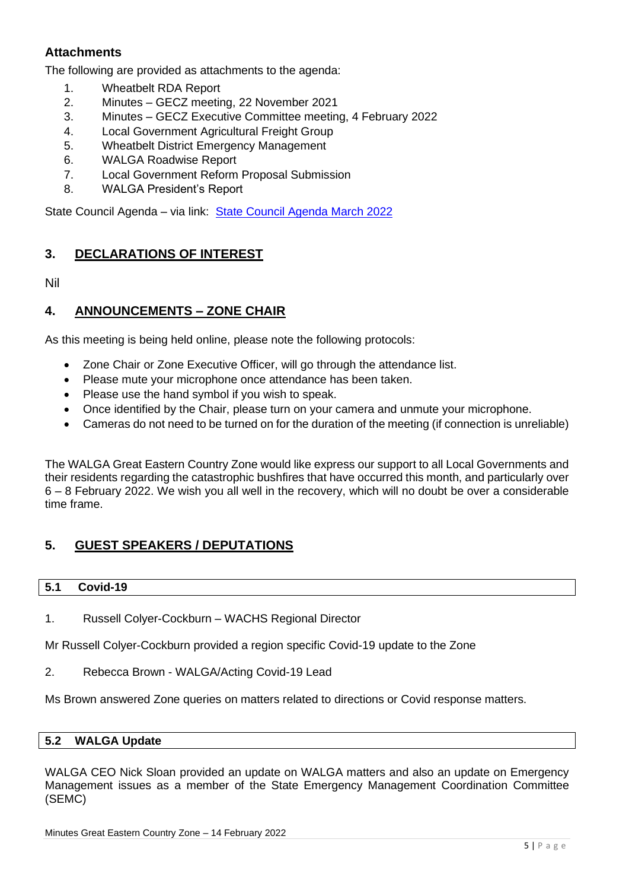### Attachments

The following are provided as attachments to the agenda:

1. Wheatbelt RDA Report
2. Minutes – GECZ meeting, 22 November 2021
3. Minutes – GECZ Executive Committee meeting, 4 February 2022
4. Local Government Agricultural Freight Group
5. Wheatbelt District Emergency Management
6. WALGA Roadwise Report
7. Local Government Reform Proposal Submission
8. WALGA President's Report

State Council Agenda – via link: [State Council Agenda March 2022]()

## 3. DECLARATIONS OF INTEREST

Nil

## 4. ANNOUNCEMENTS – ZONE CHAIR

As this meeting is being held online, please note the following protocols:

- Zone Chair or Zone Executive Officer, will go through the attendance list.
- Please mute your microphone once attendance has been taken.
- Please use the hand symbol if you wish to speak.
- Once identified by the Chair, please turn on your camera and unmute your microphone.
- Cameras do not need to be turned on for the duration of the meeting (if connection is unreliable)

The WALGA Great Eastern Country Zone would like express our support to all Local Governments and their residents regarding the catastrophic bushfires that have occurred this month, and particularly over 6 – 8 February 2022. We wish you all well in the recovery, which will no doubt be over a considerable time frame.

## 5. GUEST SPEAKERS / DEPUTATIONS

### 5.1 Covid-19

1. Russell Colyer-Cockburn – WACHS Regional Director

Mr Russell Colyer-Cockburn provided a region specific Covid-19 update to the Zone

2. Rebecca Brown - WALGA/Acting Covid-19 Lead

Ms Brown answered Zone queries on matters related to directions or Covid response matters.

### 5.2 WALGA Update

WALGA CEO Nick Sloan provided an update on WALGA matters and also an update on Emergency Management issues as a member of the State Emergency Management Coordination Committee (SEMC)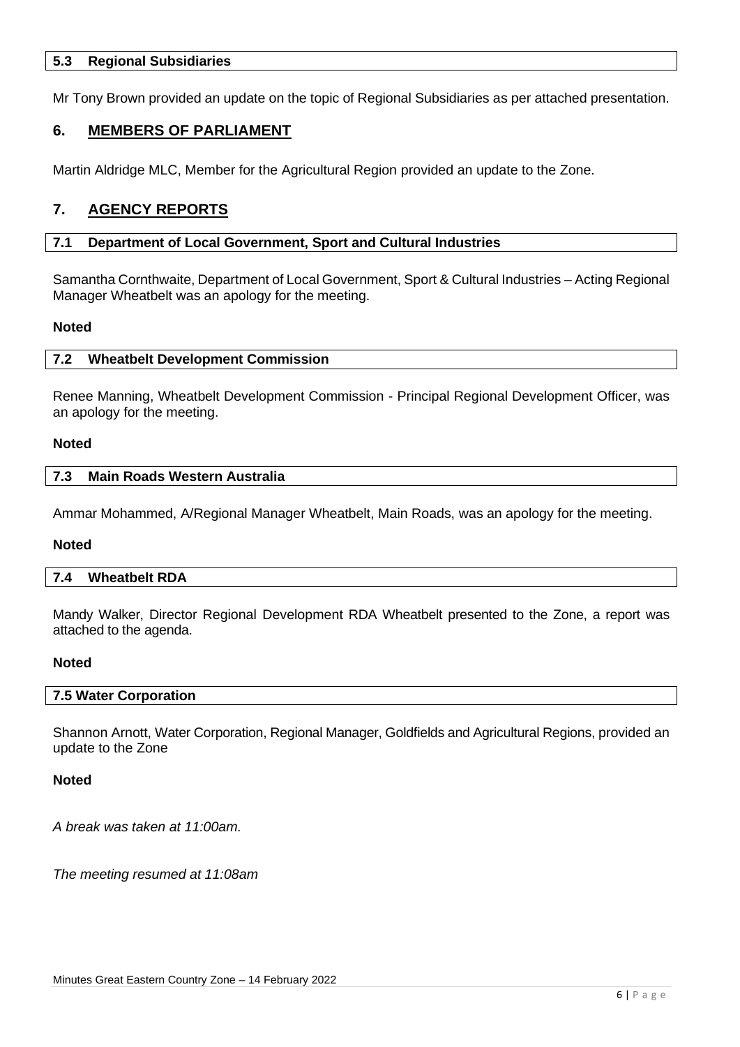### 5.3 Regional Subsidiaries

Mr Tony Brown provided an update on the topic of Regional Subsidiaries as per attached presentation.

## 6. MEMBERS OF PARLIAMENT

Martin Aldridge MLC, Member for the Agricultural Region provided an update to the Zone.

## 7. AGENCY REPORTS

### 7.1 Department of Local Government, Sport and Cultural Industries

Samantha Cornthwaite, Department of Local Government, Sport & Cultural Industries – Acting Regional Manager Wheatbelt was an apology for the meeting.

**Noted**

### 7.2 Wheatbelt Development Commission

Renee Manning, Wheatbelt Development Commission - Principal Regional Development Officer, was an apology for the meeting.

**Noted**

### 7.3 Main Roads Western Australia

Ammar Mohammed, A/Regional Manager Wheatbelt, Main Roads, was an apology for the meeting.

**Noted**

### 7.4 Wheatbelt RDA

Mandy Walker, Director Regional Development RDA Wheatbelt presented to the Zone, a report was attached to the agenda.

**Noted**

### 7.5 Water Corporation

Shannon Arnott, Water Corporation, Regional Manager, Goldfields and Agricultural Regions, provided an update to the Zone

**Noted**

*A break was taken at 11:00am.*

*The meeting resumed at 11:08am*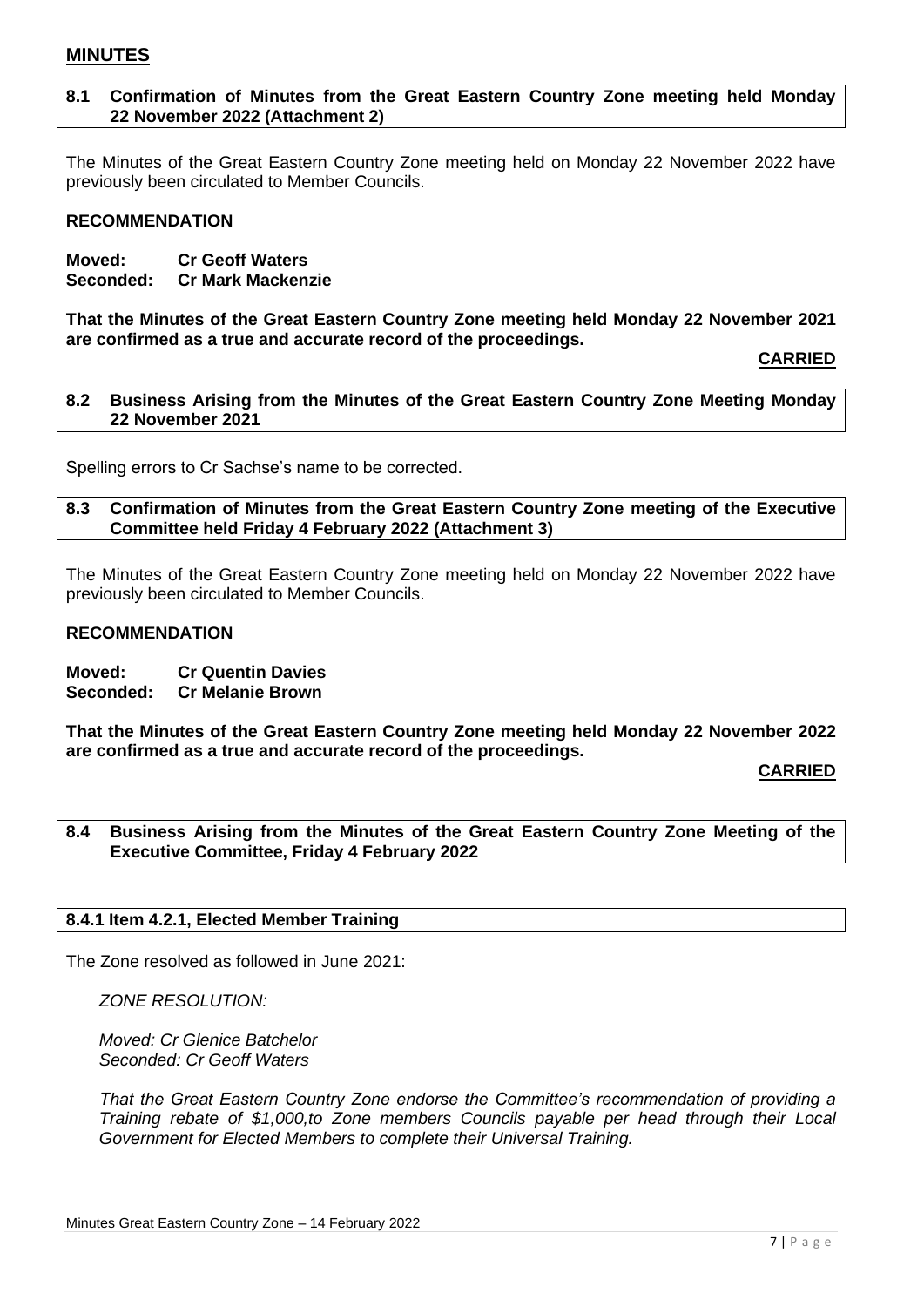## MINUTES

### 8.1 Confirmation of Minutes from the Great Eastern Country Zone meeting held Monday 22 November 2022 (Attachment 2)

The Minutes of the Great Eastern Country Zone meeting held on Monday 22 November 2022 have previously been circulated to Member Councils.

**RECOMMENDATION**

**Moved: Cr Geoff Waters**
**Seconded: Cr Mark Mackenzie**

**That the Minutes of the Great Eastern Country Zone meeting held Monday 22 November 2021 are confirmed as a true and accurate record of the proceedings.**

**CARRIED**

### 8.2 Business Arising from the Minutes of the Great Eastern Country Zone Meeting Monday 22 November 2021

Spelling errors to Cr Sachse's name to be corrected.

### 8.3 Confirmation of Minutes from the Great Eastern Country Zone meeting of the Executive Committee held Friday 4 February 2022 (Attachment 3)

The Minutes of the Great Eastern Country Zone meeting held on Monday 22 November 2022 have previously been circulated to Member Councils.

**RECOMMENDATION**

**Moved: Cr Quentin Davies**
**Seconded: Cr Melanie Brown**

**That the Minutes of the Great Eastern Country Zone meeting held Monday 22 November 2022 are confirmed as a true and accurate record of the proceedings.**

**CARRIED**

### 8.4 Business Arising from the Minutes of the Great Eastern Country Zone Meeting of the Executive Committee, Friday 4 February 2022

#### 8.4.1 Item 4.2.1, Elected Member Training

The Zone resolved as followed in June 2021:

*ZONE RESOLUTION:*

*Moved: Cr Glenice Batchelor*
*Seconded: Cr Geoff Waters*

*That the Great Eastern Country Zone endorse the Committee's recommendation of providing a Training rebate of $1,000,to Zone members Councils payable per head through their Local Government for Elected Members to complete their Universal Training.*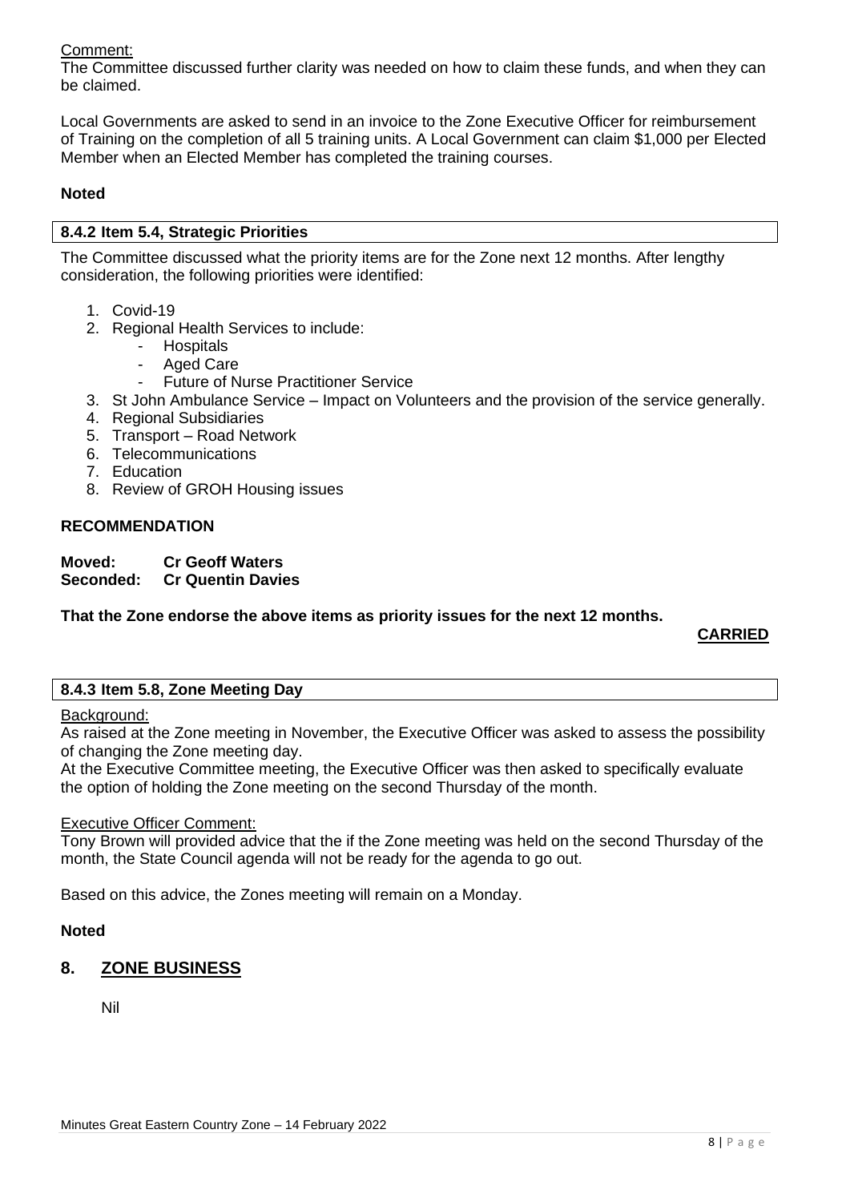Comment:

The Committee discussed further clarity was needed on how to claim these funds, and when they can be claimed.

Local Governments are asked to send in an invoice to the Zone Executive Officer for reimbursement of Training on the completion of all 5 training units. A Local Government can claim $1,000 per Elected Member when an Elected Member has completed the training courses.

**Noted**

### 8.4.2 Item 5.4, Strategic Priorities

The Committee discussed what the priority items are for the Zone next 12 months. After lengthy consideration, the following priorities were identified:

1. Covid-19
2. Regional Health Services to include:
   - Hospitals
   - Aged Care
   - Future of Nurse Practitioner Service
3. St John Ambulance Service – Impact on Volunteers and the provision of the service generally.
4. Regional Subsidiaries
5. Transport – Road Network
6. Telecommunications
7. Education
8. Review of GROH Housing issues

**RECOMMENDATION**

**Moved: Cr Geoff Waters**
**Seconded: Cr Quentin Davies**

**That the Zone endorse the above items as priority issues for the next 12 months.**

**CARRIED**

### 8.4.3 Item 5.8, Zone Meeting Day

Background:

As raised at the Zone meeting in November, the Executive Officer was asked to assess the possibility of changing the Zone meeting day.

At the Executive Committee meeting, the Executive Officer was then asked to specifically evaluate the option of holding the Zone meeting on the second Thursday of the month.

Executive Officer Comment:

Tony Brown will provided advice that the if the Zone meeting was held on the second Thursday of the month, the State Council agenda will not be ready for the agenda to go out.

Based on this advice, the Zones meeting will remain on a Monday.

**Noted**

## 8. ZONE BUSINESS

Nil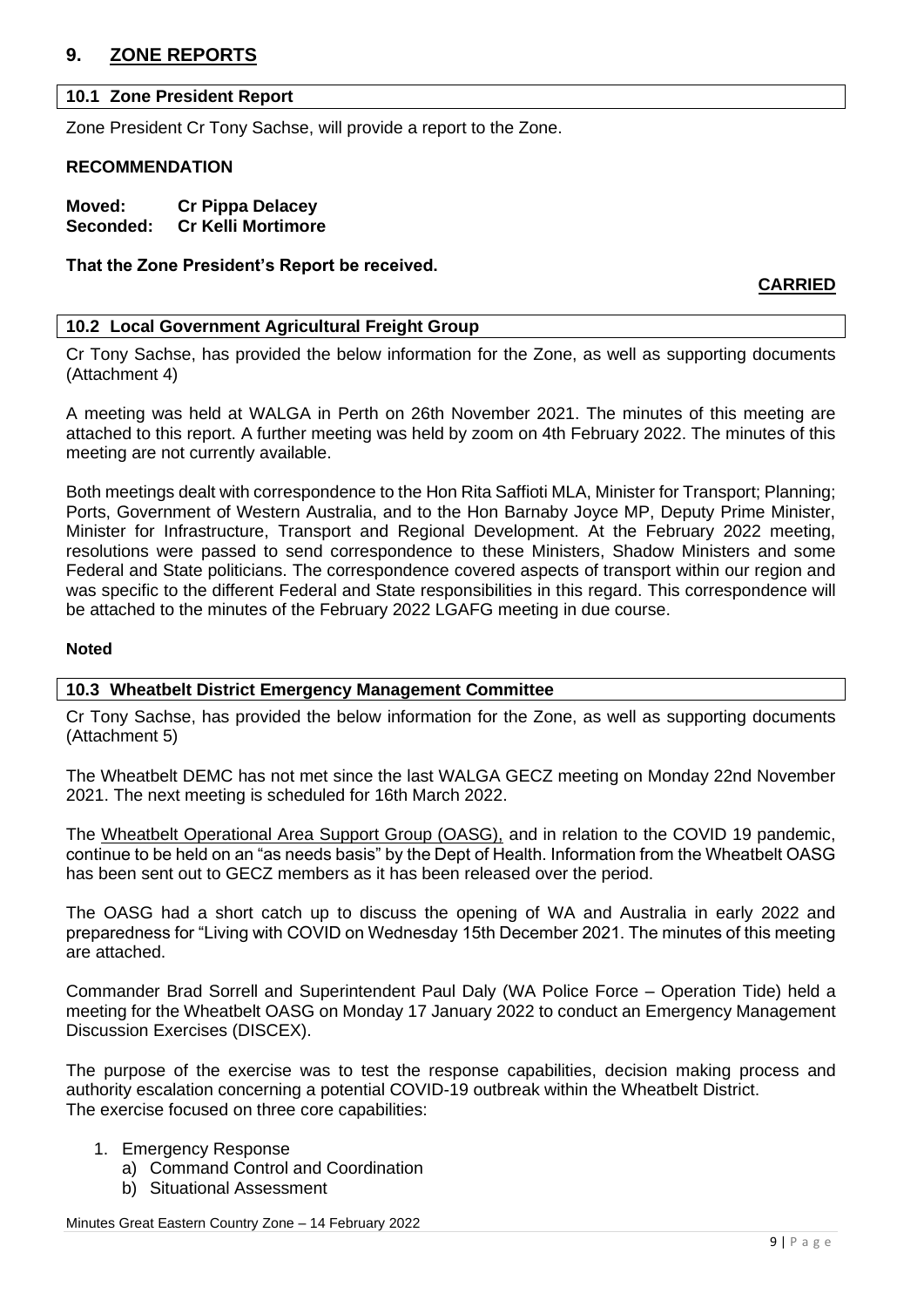## 9. ZONE REPORTS

### 10.1 Zone President Report

Zone President Cr Tony Sachse, will provide a report to the Zone.

**RECOMMENDATION**

**Moved: Cr Pippa Delacey**
**Seconded: Cr Kelli Mortimore**

**That the Zone President's Report be received.**

**CARRIED**

### 10.2 Local Government Agricultural Freight Group

Cr Tony Sachse, has provided the below information for the Zone, as well as supporting documents (Attachment 4)

A meeting was held at WALGA in Perth on 26th November 2021. The minutes of this meeting are attached to this report. A further meeting was held by zoom on 4th February 2022. The minutes of this meeting are not currently available.

Both meetings dealt with correspondence to the Hon Rita Saffioti MLA, Minister for Transport; Planning; Ports, Government of Western Australia, and to the Hon Barnaby Joyce MP, Deputy Prime Minister, Minister for Infrastructure, Transport and Regional Development. At the February 2022 meeting, resolutions were passed to send correspondence to these Ministers, Shadow Ministers and some Federal and State politicians. The correspondence covered aspects of transport within our region and was specific to the different Federal and State responsibilities in this regard. This correspondence will be attached to the minutes of the February 2022 LGAFG meeting in due course.

**Noted**

### 10.3 Wheatbelt District Emergency Management Committee

Cr Tony Sachse, has provided the below information for the Zone, as well as supporting documents (Attachment 5)

The Wheatbelt DEMC has not met since the last WALGA GECZ meeting on Monday 22nd November 2021. The next meeting is scheduled for 16th March 2022.

The Wheatbelt Operational Area Support Group (OASG), and in relation to the COVID 19 pandemic, continue to be held on an "as needs basis" by the Dept of Health. Information from the Wheatbelt OASG has been sent out to GECZ members as it has been released over the period.

The OASG had a short catch up to discuss the opening of WA and Australia in early 2022 and preparedness for "Living with COVID on Wednesday 15th December 2021. The minutes of this meeting are attached.

Commander Brad Sorrell and Superintendent Paul Daly (WA Police Force – Operation Tide) held a meeting for the Wheatbelt OASG on Monday 17 January 2022 to conduct an Emergency Management Discussion Exercises (DISCEX).

The purpose of the exercise was to test the response capabilities, decision making process and authority escalation concerning a potential COVID-19 outbreak within the Wheatbelt District.
The exercise focused on three core capabilities:

1. Emergency Response
   a) Command Control and Coordination
   b) Situational Assessment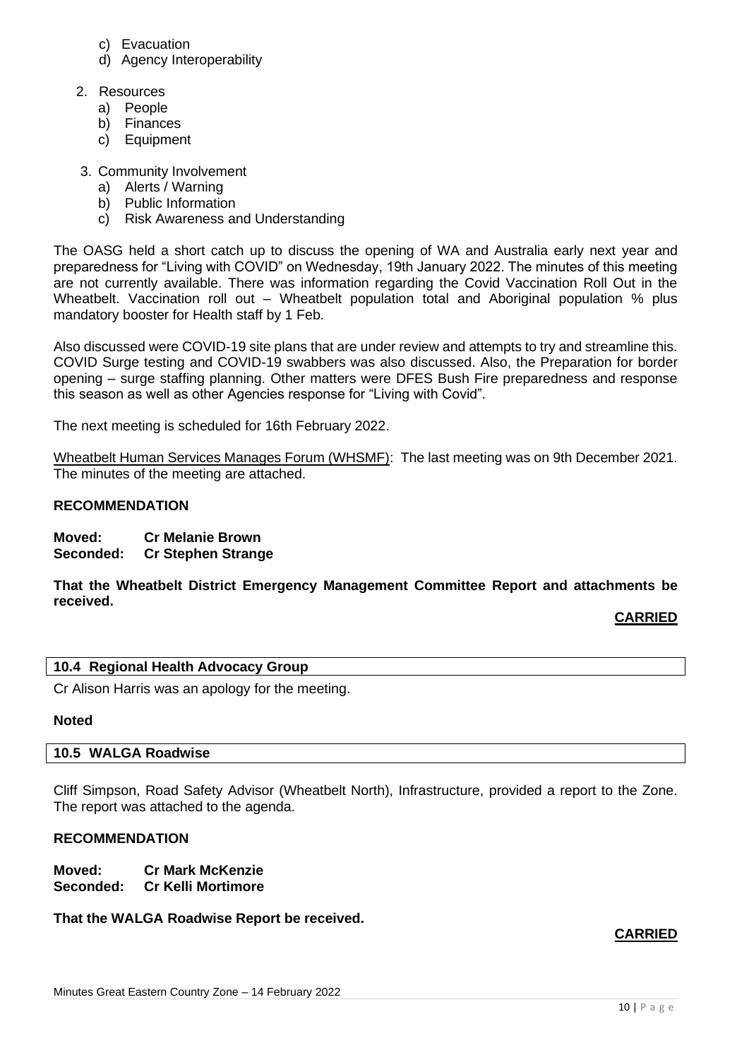c) Evacuation
d) Agency Interoperability

2. Resources
   a) People
   b) Finances
   c) Equipment

3. Community Involvement
   a) Alerts / Warning
   b) Public Information
   c) Risk Awareness and Understanding

The OASG held a short catch up to discuss the opening of WA and Australia early next year and preparedness for "Living with COVID" on Wednesday, 19th January 2022. The minutes of this meeting are not currently available. There was information regarding the Covid Vaccination Roll Out in the Wheatbelt. Vaccination roll out – Wheatbelt population total and Aboriginal population % plus mandatory booster for Health staff by 1 Feb.

Also discussed were COVID-19 site plans that are under review and attempts to try and streamline this. COVID Surge testing and COVID-19 swabbers was also discussed. Also, the Preparation for border opening – surge staffing planning. Other matters were DFES Bush Fire preparedness and response this season as well as other Agencies response for "Living with Covid".

The next meeting is scheduled for 16th February 2022.

Wheatbelt Human Services Manages Forum (WHSMF): The last meeting was on 9th December 2021. The minutes of the meeting are attached.

**RECOMMENDATION**

**Moved: Cr Melanie Brown**
**Seconded: Cr Stephen Strange**

**That the Wheatbelt District Emergency Management Committee Report and attachments be received.**

**CARRIED**

## 10.4 Regional Health Advocacy Group

Cr Alison Harris was an apology for the meeting.

**Noted**

## 10.5 WALGA Roadwise

Cliff Simpson, Road Safety Advisor (Wheatbelt North), Infrastructure, provided a report to the Zone. The report was attached to the agenda.

**RECOMMENDATION**

**Moved: Cr Mark McKenzie**
**Seconded: Cr Kelli Mortimore**

**That the WALGA Roadwise Report be received.**

**CARRIED**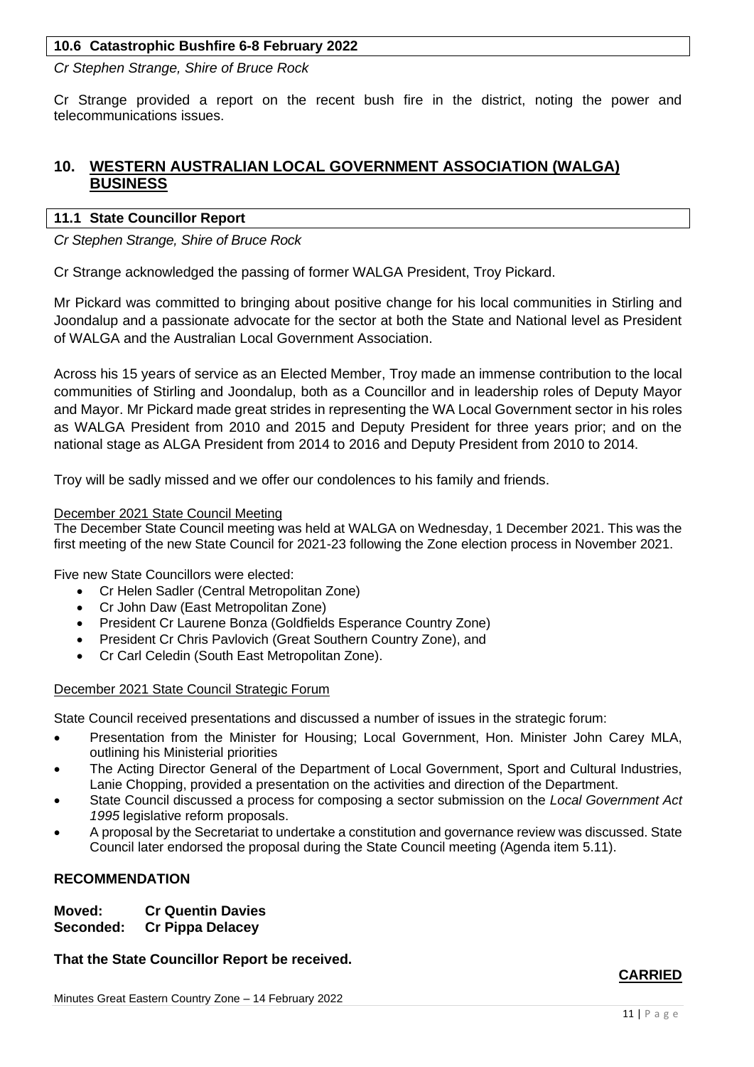### 10.6 Catastrophic Bushfire 6-8 February 2022

*Cr Stephen Strange, Shire of Bruce Rock*

Cr Strange provided a report on the recent bush fire in the district, noting the power and telecommunications issues.

## 10. WESTERN AUSTRALIAN LOCAL GOVERNMENT ASSOCIATION (WALGA) BUSINESS

### 11.1 State Councillor Report

*Cr Stephen Strange, Shire of Bruce Rock*

Cr Strange acknowledged the passing of former WALGA President, Troy Pickard.

Mr Pickard was committed to bringing about positive change for his local communities in Stirling and Joondalup and a passionate advocate for the sector at both the State and National level as President of WALGA and the Australian Local Government Association.

Across his 15 years of service as an Elected Member, Troy made an immense contribution to the local communities of Stirling and Joondalup, both as a Councillor and in leadership roles of Deputy Mayor and Mayor. Mr Pickard made great strides in representing the WA Local Government sector in his roles as WALGA President from 2010 and 2015 and Deputy President for three years prior; and on the national stage as ALGA President from 2014 to 2016 and Deputy President from 2010 to 2014.

Troy will be sadly missed and we offer our condolences to his family and friends.

December 2021 State Council Meeting

The December State Council meeting was held at WALGA on Wednesday, 1 December 2021. This was the first meeting of the new State Council for 2021-23 following the Zone election process in November 2021.

Five new State Councillors were elected:

- Cr Helen Sadler (Central Metropolitan Zone)
- Cr John Daw (East Metropolitan Zone)
- President Cr Laurene Bonza (Goldfields Esperance Country Zone)
- President Cr Chris Pavlovich (Great Southern Country Zone), and
- Cr Carl Celedin (South East Metropolitan Zone).

December 2021 State Council Strategic Forum

State Council received presentations and discussed a number of issues in the strategic forum:

- Presentation from the Minister for Housing; Local Government, Hon. Minister John Carey MLA, outlining his Ministerial priorities
- The Acting Director General of the Department of Local Government, Sport and Cultural Industries, Lanie Chopping, provided a presentation on the activities and direction of the Department.
- State Council discussed a process for composing a sector submission on the *Local Government Act 1995* legislative reform proposals.
- A proposal by the Secretariat to undertake a constitution and governance review was discussed. State Council later endorsed the proposal during the State Council meeting (Agenda item 5.11).

**RECOMMENDATION**

**Moved: Cr Quentin Davies**
**Seconded: Cr Pippa Delacey**

**That the State Councillor Report be received.**

**CARRIED**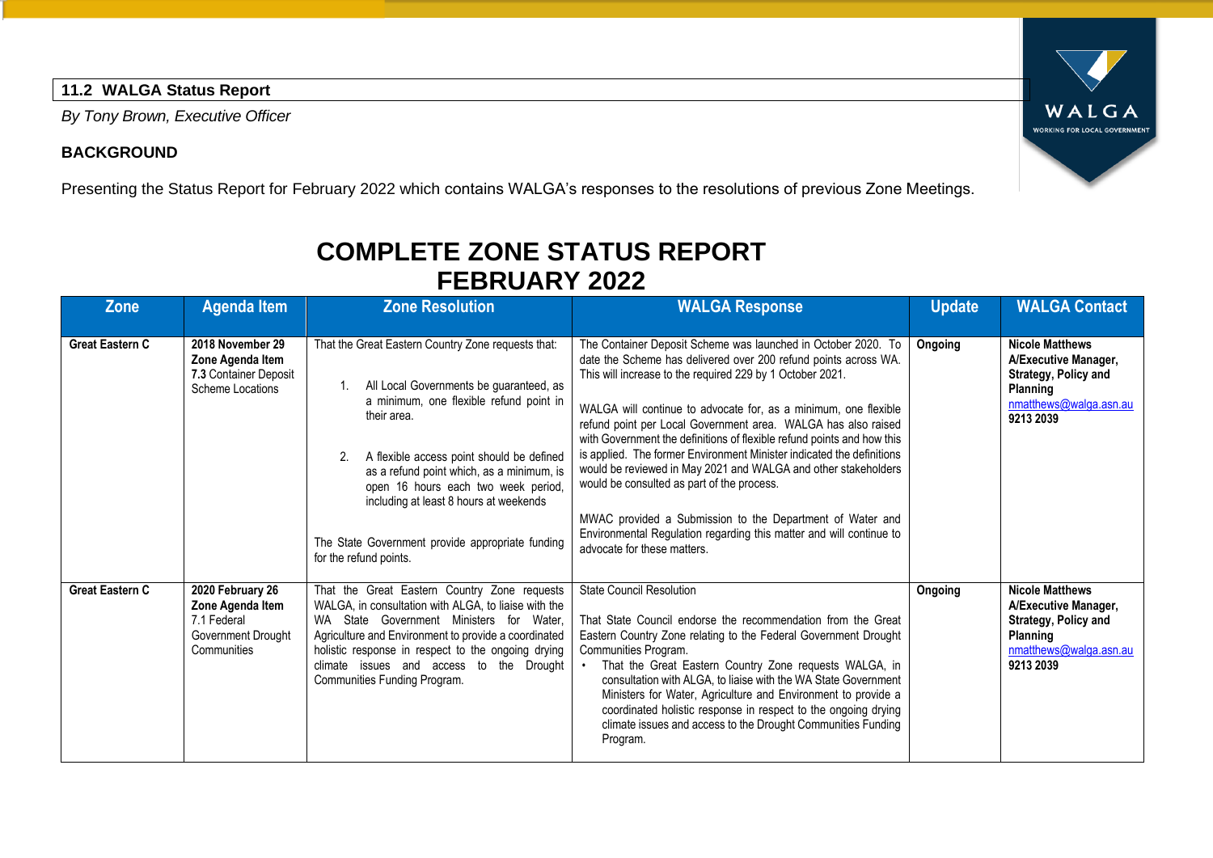### 11.2 WALGA Status Report

*By Tony Brown, Executive Officer*

**BACKGROUND**

Presenting the Status Report for February 2022 which contains WALGA's responses to the resolutions of previous Zone Meetings.

## COMPLETE ZONE STATUS REPORT
## FEBRUARY 2022

| Zone | Agenda Item | Zone Resolution | WALGA Response | Update | WALGA Contact |
|---|---|---|---|---|---|
| **Great Eastern C** | **2018 November 29 Zone Agenda Item** **7.3** Container Deposit Scheme Locations | That the Great Eastern Country Zone requests that:<br><br>1. All Local Governments be guaranteed, as a minimum, one flexible refund point in their area.<br><br>2. A flexible access point should be defined as a refund point which, as a minimum, is open 16 hours each two week period, including at least 8 hours at weekends<br><br>The State Government provide appropriate funding for the refund points. | The Container Deposit Scheme was launched in October 2020. To date the Scheme has delivered over 200 refund points across WA. This will increase to the required 229 by 1 October 2021.<br><br>WALGA will continue to advocate for, as a minimum, one flexible refund point per Local Government area. WALGA has also raised with Government the definitions of flexible refund points and how this is applied. The former Environment Minister indicated the definitions would be reviewed in May 2021 and WALGA and other stakeholders would be consulted as part of the process.<br><br>MWAC provided a Submission to the Department of Water and Environmental Regulation regarding this matter and will continue to advocate for these matters. | **Ongoing** | **Nicole Matthews A/Executive Manager, Strategy, Policy and Planning** nmatthews@walga.asn.au **9213 2039** |
| **Great Eastern C** | **2020 February 26 Zone Agenda Item** 7.1 Federal Government Drought Communities | That the Great Eastern Country Zone requests WALGA, in consultation with ALGA, to liaise with the WA State Government Ministers for Water, Agriculture and Environment to provide a coordinated holistic response in respect to the ongoing drying climate issues and access to the Drought Communities Funding Program. | State Council Resolution<br><br>That State Council endorse the recommendation from the Great Eastern Country Zone relating to the Federal Government Drought Communities Program.<br>• That the Great Eastern Country Zone requests WALGA, in consultation with ALGA, to liaise with the WA State Government Ministers for Water, Agriculture and Environment to provide a coordinated holistic response in respect to the ongoing drying climate issues and access to the Drought Communities Funding Program. | **Ongoing** | **Nicole Matthews A/Executive Manager, Strategy, Policy and Planning** nmatthews@walga.asn.au **9213 2039** |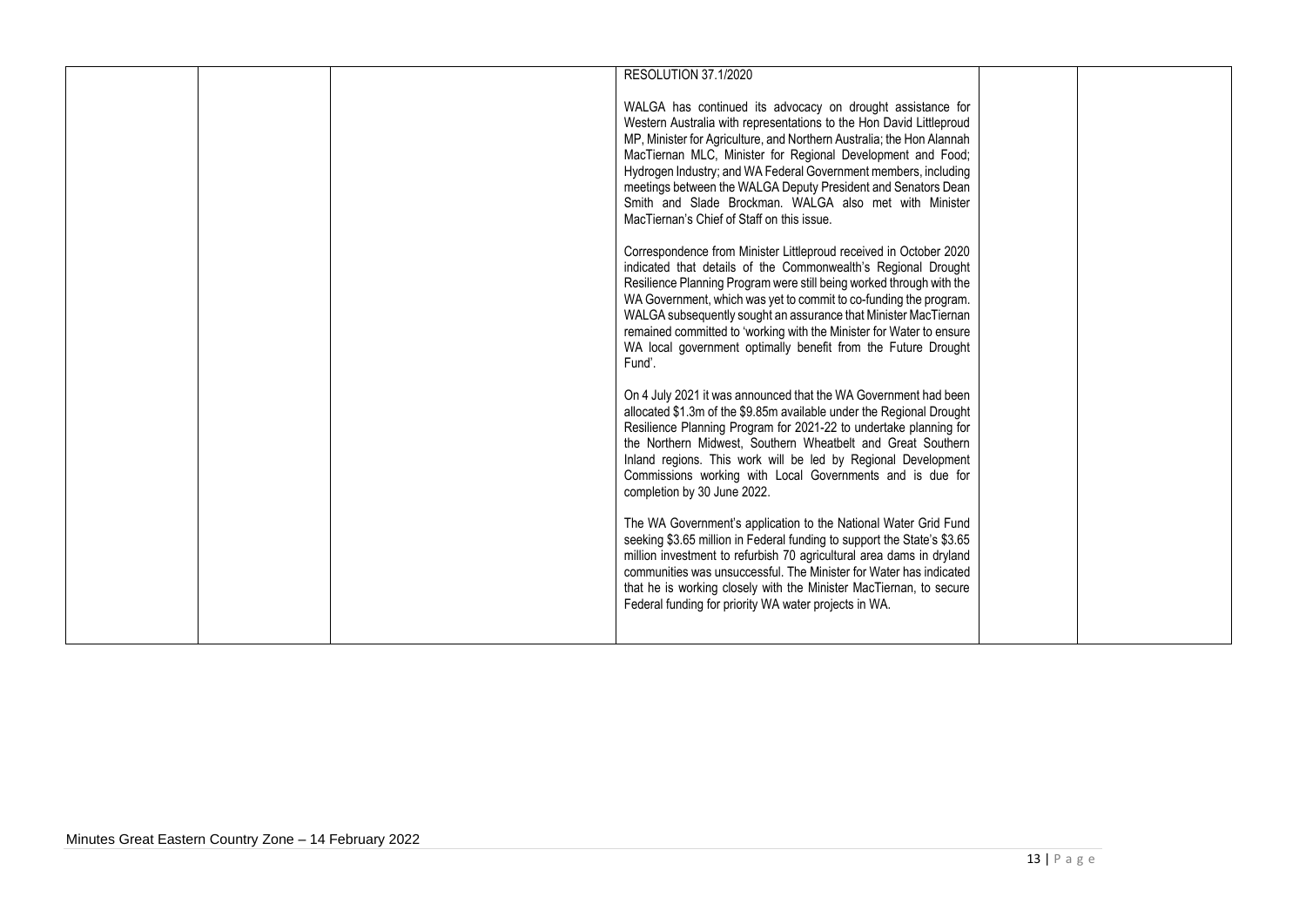| | | | RESOLUTION 37.1/2020<br><br>WALGA has continued its advocacy on drought assistance for Western Australia with representations to the Hon David Littleproud MP, Minister for Agriculture, and Northern Australia; the Hon Alannah MacTiernan MLC, Minister for Regional Development and Food; Hydrogen Industry; and WA Federal Government members, including meetings between the WALGA Deputy President and Senators Dean Smith and Slade Brockman. WALGA also met with Minister MacTiernan's Chief of Staff on this issue.<br><br>Correspondence from Minister Littleproud received in October 2020 indicated that details of the Commonwealth's Regional Drought Resilience Planning Program were still being worked through with the WA Government, which was yet to commit to co-funding the program. WALGA subsequently sought an assurance that Minister MacTiernan remained committed to 'working with the Minister for Water to ensure WA local government optimally benefit from the Future Drought Fund'.<br><br>On 4 July 2021 it was announced that the WA Government had been allocated \$1.3m of the \$9.85m available under the Regional Drought Resilience Planning Program for 2021-22 to undertake planning for the Northern Midwest, Southern Wheatbelt and Great Southern Inland regions. This work will be led by Regional Development Commissions working with Local Governments and is due for completion by 30 June 2022.<br><br>The WA Government's application to the National Water Grid Fund seeking \$3.65 million in Federal funding to support the State's \$3.65 million investment to refurbish 70 agricultural area dams in dryland communities was unsuccessful. The Minister for Water has indicated that he is working closely with the Minister MacTiernan, to secure Federal funding for priority WA water projects in WA. | | |
|---|---|---|---|---|---|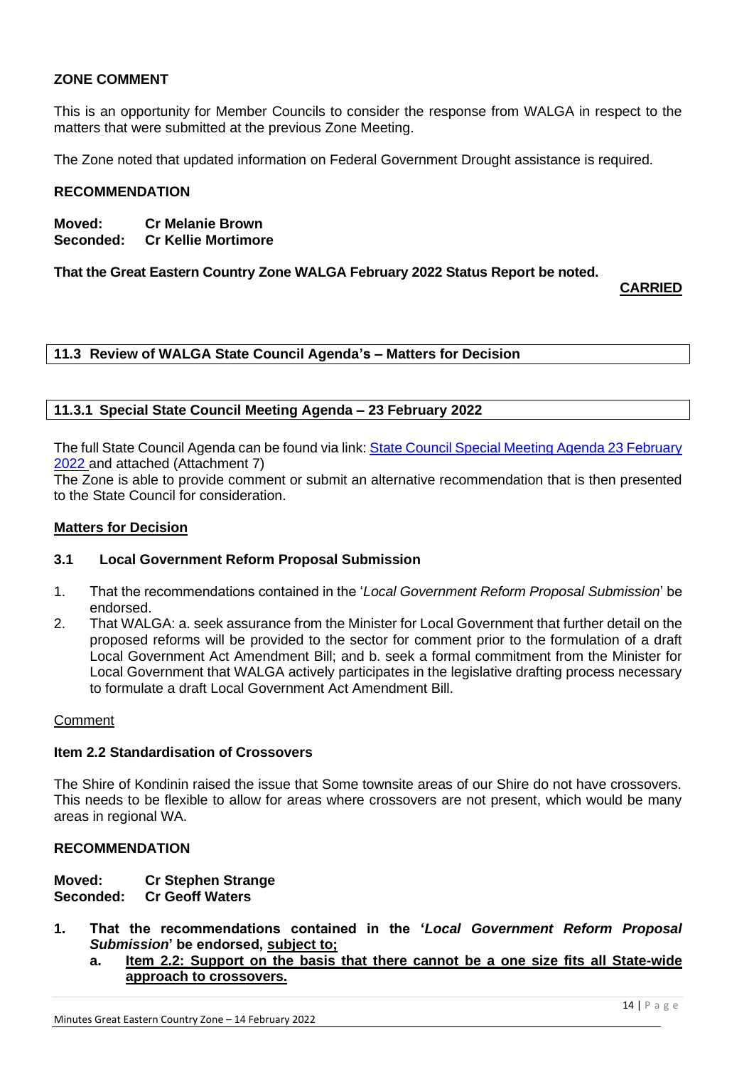**ZONE COMMENT**

This is an opportunity for Member Councils to consider the response from WALGA in respect to the matters that were submitted at the previous Zone Meeting.

The Zone noted that updated information on Federal Government Drought assistance is required.

**RECOMMENDATION**

**Moved: Cr Melanie Brown**
**Seconded: Cr Kellie Mortimore**

**That the Great Eastern Country Zone WALGA February 2022 Status Report be noted.**

**CARRIED**

## 11.3 Review of WALGA State Council Agenda's – Matters for Decision

### 11.3.1 Special State Council Meeting Agenda – 23 February 2022

The full State Council Agenda can be found via link: [State Council Special Meeting Agenda 23 February 2022]() and attached (Attachment 7)

The Zone is able to provide comment or submit an alternative recommendation that is then presented to the State Council for consideration.

**Matters for Decision**

**3.1 Local Government Reform Proposal Submission**

1. That the recommendations contained in the '*Local Government Reform Proposal Submission*' be endorsed.
2. That WALGA: a. seek assurance from the Minister for Local Government that further detail on the proposed reforms will be provided to the sector for comment prior to the formulation of a draft Local Government Act Amendment Bill; and b. seek a formal commitment from the Minister for Local Government that WALGA actively participates in the legislative drafting process necessary to formulate a draft Local Government Act Amendment Bill.

Comment

**Item 2.2 Standardisation of Crossovers**

The Shire of Kondinin raised the issue that Some townsite areas of our Shire do not have crossovers. This needs to be flexible to allow for areas where crossovers are not present, which would be many areas in regional WA.

**RECOMMENDATION**

**Moved: Cr Stephen Strange**
**Seconded: Cr Geoff Waters**

1. **That the recommendations contained in the '*Local Government Reform Proposal Submission*' be endorsed, <u>subject to;</u>**
   a. **<u>Item 2.2: Support on the basis that there cannot be a one size fits all State-wide approach to crossovers.</u>**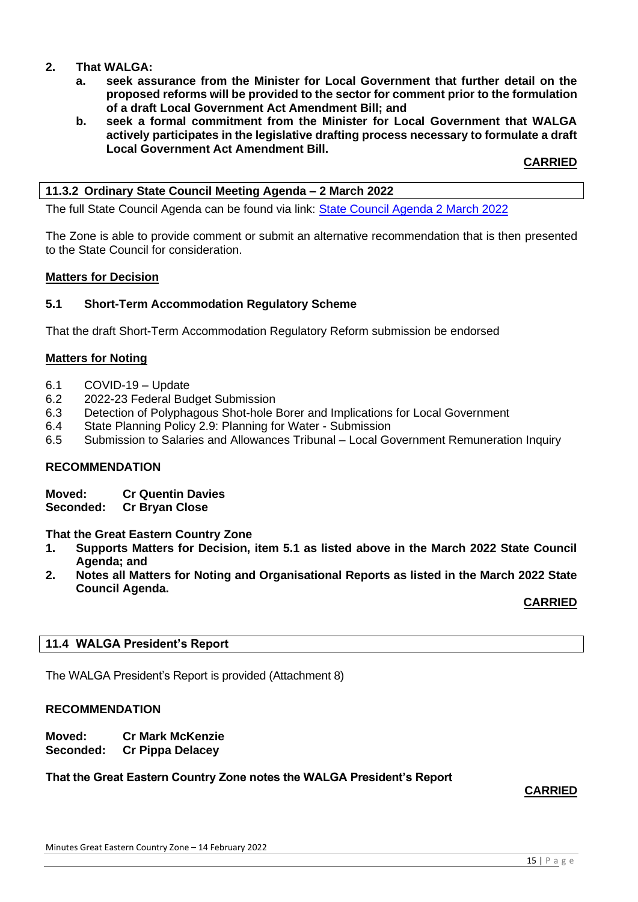2. **That WALGA:**
   a. **seek assurance from the Minister for Local Government that further detail on the proposed reforms will be provided to the sector for comment prior to the formulation of a draft Local Government Act Amendment Bill; and**
   b. **seek a formal commitment from the Minister for Local Government that WALGA actively participates in the legislative drafting process necessary to formulate a draft Local Government Act Amendment Bill.**

**CARRIED**

### 11.3.2 Ordinary State Council Meeting Agenda – 2 March 2022

The full State Council Agenda can be found via link: [State Council Agenda 2 March 2022]

The Zone is able to provide comment or submit an alternative recommendation that is then presented to the State Council for consideration.

**Matters for Decision**

**5.1 Short-Term Accommodation Regulatory Scheme**

That the draft Short-Term Accommodation Regulatory Reform submission be endorsed

**Matters for Noting**

6.1 COVID-19 – Update
6.2 2022-23 Federal Budget Submission
6.3 Detection of Polyphagous Shot-hole Borer and Implications for Local Government
6.4 State Planning Policy 2.9: Planning for Water - Submission
6.5 Submission to Salaries and Allowances Tribunal – Local Government Remuneration Inquiry

**RECOMMENDATION**

**Moved: Cr Quentin Davies**
**Seconded: Cr Bryan Close**

**That the Great Eastern Country Zone**
1. **Supports Matters for Decision, item 5.1 as listed above in the March 2022 State Council Agenda; and**
2. **Notes all Matters for Noting and Organisational Reports as listed in the March 2022 State Council Agenda.**

**CARRIED**

### 11.4 WALGA President's Report

The WALGA President's Report is provided (Attachment 8)

**RECOMMENDATION**

**Moved: Cr Mark McKenzie**
**Seconded: Cr Pippa Delacey**

**That the Great Eastern Country Zone notes the WALGA President's Report**

**CARRIED**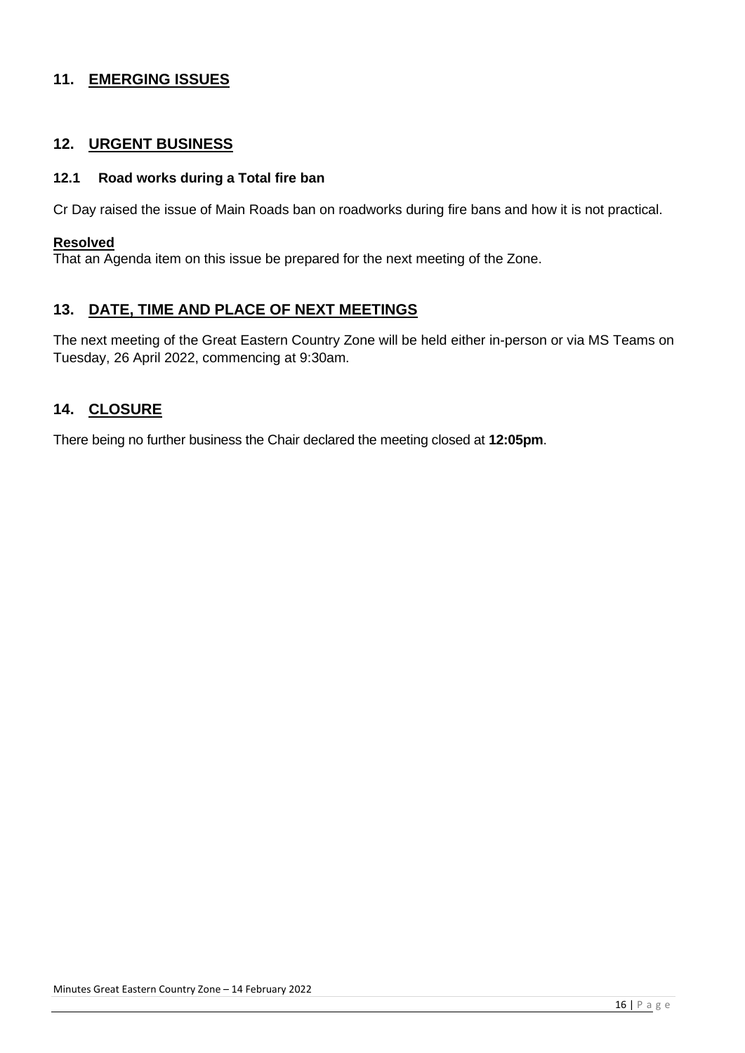## 11. EMERGING ISSUES

## 12. URGENT BUSINESS

### 12.1 Road works during a Total fire ban

Cr Day raised the issue of Main Roads ban on roadworks during fire bans and how it is not practical.

**Resolved**

That an Agenda item on this issue be prepared for the next meeting of the Zone.

## 13. DATE, TIME AND PLACE OF NEXT MEETINGS

The next meeting of the Great Eastern Country Zone will be held either in-person or via MS Teams on Tuesday, 26 April 2022, commencing at 9:30am.

## 14. CLOSURE

There being no further business the Chair declared the meeting closed at **12:05pm**.